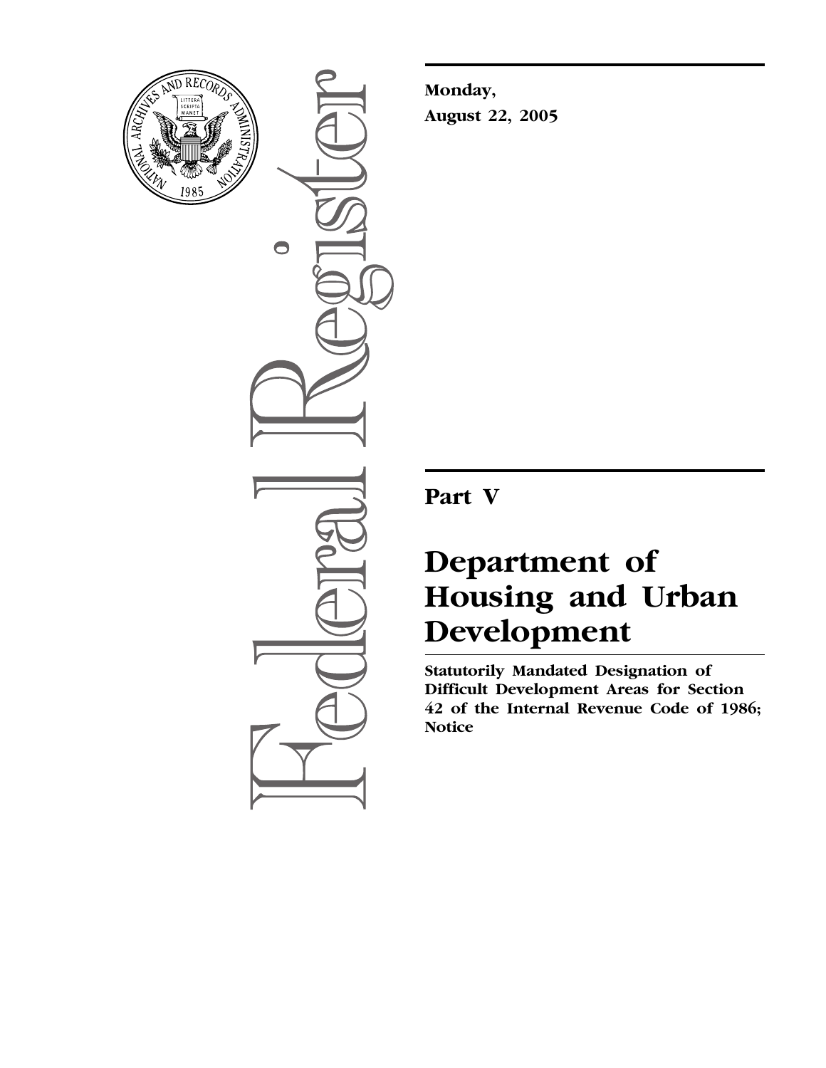**Monday,**
**August 22, 2005**

---

# Part V

# Department of Housing and Urban Development

**Statutorily Mandated Designation of Difficult Development Areas for Section 42 of the Internal Revenue Code of 1986; Notice**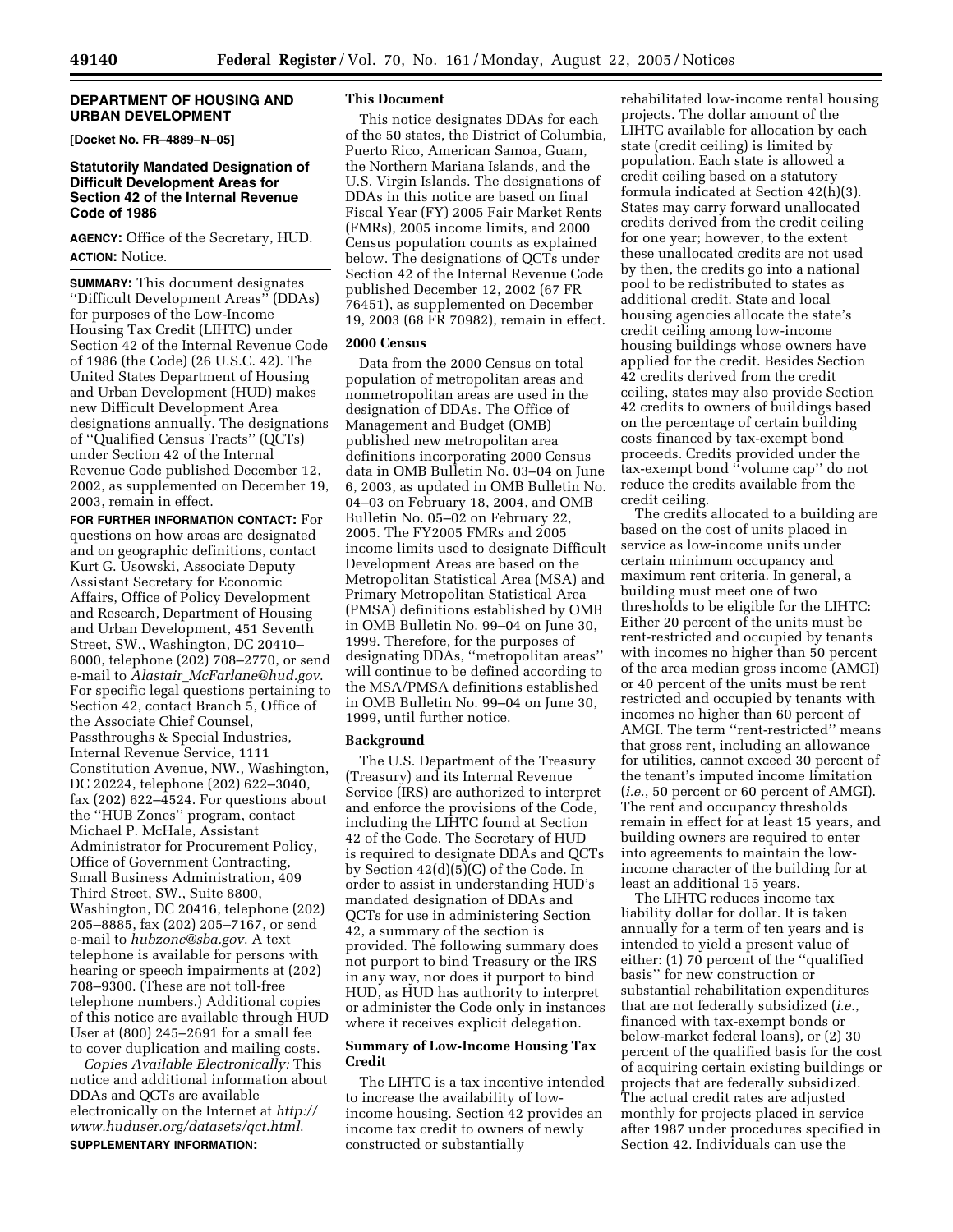## DEPARTMENT OF HOUSING AND URBAN DEVELOPMENT

**[Docket No. FR–4889–N–05]**

### Statutorily Mandated Designation of Difficult Development Areas for Section 42 of the Internal Revenue Code of 1986

**AGENCY:** Office of the Secretary, HUD.

**ACTION:** Notice.

---

**SUMMARY:** This document designates ''Difficult Development Areas'' (DDAs) for purposes of the Low-Income Housing Tax Credit (LIHTC) under Section 42 of the Internal Revenue Code of 1986 (the Code) (26 U.S.C. 42). The United States Department of Housing and Urban Development (HUD) makes new Difficult Development Area designations annually. The designations of ''Qualified Census Tracts'' (QCTs) under Section 42 of the Internal Revenue Code published December 12, 2002, as supplemented on December 19, 2003, remain in effect.

**FOR FURTHER INFORMATION CONTACT:** For questions on how areas are designated and on geographic definitions, contact Kurt G. Usowski, Associate Deputy Assistant Secretary for Economic Affairs, Office of Policy Development and Research, Department of Housing and Urban Development, 451 Seventh Street, SW., Washington, DC 20410–6000, telephone (202) 708–2770, or send e-mail to *Alastair_McFarlane@hud.gov*. For specific legal questions pertaining to Section 42, contact Branch 5, Office of the Associate Chief Counsel, Passthroughs & Special Industries, Internal Revenue Service, 1111 Constitution Avenue, NW., Washington, DC 20224, telephone (202) 622–3040, fax (202) 622–4524. For questions about the ''HUB Zones'' program, contact Michael P. McHale, Assistant Administrator for Procurement Policy, Office of Government Contracting, Small Business Administration, 409 Third Street, SW., Suite 8800, Washington, DC 20416, telephone (202) 205–8885, fax (202) 205–7167, or send e-mail to *hubzone@sba.gov*. A text telephone is available for persons with hearing or speech impairments at (202) 708–9300. (These are not toll-free telephone numbers.) Additional copies of this notice are available through HUD User at (800) 245–2691 for a small fee to cover duplication and mailing costs.

*Copies Available Electronically:* This notice and additional information about DDAs and QCTs are available electronically on the Internet at *http://www.huduser.org/datasets/qct.html*.

**SUPPLEMENTARY INFORMATION:**

#### This Document

This notice designates DDAs for each of the 50 states, the District of Columbia, Puerto Rico, American Samoa, Guam, the Northern Mariana Islands, and the U.S. Virgin Islands. The designations of DDAs in this notice are based on final Fiscal Year (FY) 2005 Fair Market Rents (FMRs), 2005 income limits, and 2000 Census population counts as explained below. The designations of QCTs under Section 42 of the Internal Revenue Code published December 12, 2002 (67 FR 76451), as supplemented on December 19, 2003 (68 FR 70982), remain in effect.

#### 2000 Census

Data from the 2000 Census on total population of metropolitan areas and nonmetropolitan areas are used in the designation of DDAs. The Office of Management and Budget (OMB) published new metropolitan area definitions incorporating 2000 Census data in OMB Bulletin No. 03–04 on June 6, 2003, as updated in OMB Bulletin No. 04–03 on February 18, 2004, and OMB Bulletin No. 05–02 on February 22, 2005. The FY2005 FMRs and 2005 income limits used to designate Difficult Development Areas are based on the Metropolitan Statistical Area (MSA) and Primary Metropolitan Statistical Area (PMSA) definitions established by OMB in OMB Bulletin No. 99–04 on June 30, 1999. Therefore, for the purposes of designating DDAs, ''metropolitan areas'' will continue to be defined according to the MSA/PMSA definitions established in OMB Bulletin No. 99–04 on June 30, 1999, until further notice.

#### Background

The U.S. Department of the Treasury (Treasury) and its Internal Revenue Service (IRS) are authorized to interpret and enforce the provisions of the Code, including the LIHTC found at Section 42 of the Code. The Secretary of HUD is required to designate DDAs and QCTs by Section 42(d)(5)(C) of the Code. In order to assist in understanding HUD's mandated designation of DDAs and QCTs for use in administering Section 42, a summary of the section is provided. The following summary does not purport to bind Treasury or the IRS in any way, nor does it purport to bind HUD, as HUD has authority to interpret or administer the Code only in instances where it receives explicit delegation.

#### Summary of Low-Income Housing Tax Credit

The LIHTC is a tax incentive intended to increase the availability of low-income housing. Section 42 provides an income tax credit to owners of newly constructed or substantially rehabilitated low-income rental housing projects. The dollar amount of the LIHTC available for allocation by each state (credit ceiling) is limited by population. Each state is allowed a credit ceiling based on a statutory formula indicated at Section 42(h)(3). States may carry forward unallocated credits derived from the credit ceiling for one year; however, to the extent these unallocated credits are not used by then, the credits go into a national pool to be redistributed to states as additional credit. State and local housing agencies allocate the state's credit ceiling among low-income housing buildings whose owners have applied for the credit. Besides Section 42 credits derived from the credit ceiling, states may also provide Section 42 credits to owners of buildings based on the percentage of certain building costs financed by tax-exempt bond proceeds. Credits provided under the tax-exempt bond ''volume cap'' do not reduce the credits available from the credit ceiling.

The credits allocated to a building are based on the cost of units placed in service as low-income units under certain minimum occupancy and maximum rent criteria. In general, a building must meet one of two thresholds to be eligible for the LIHTC: Either 20 percent of the units must be rent-restricted and occupied by tenants with incomes no higher than 50 percent of the area median gross income (AMGI) or 40 percent of the units must be rent restricted and occupied by tenants with incomes no higher than 60 percent of AMGI. The term ''rent-restricted'' means that gross rent, including an allowance for utilities, cannot exceed 30 percent of the tenant's imputed income limitation (*i.e.*, 50 percent or 60 percent of AMGI). The rent and occupancy thresholds remain in effect for at least 15 years, and building owners are required to enter into agreements to maintain the low-income character of the building for at least an additional 15 years.

The LIHTC reduces income tax liability dollar for dollar. It is taken annually for a term of ten years and is intended to yield a present value of either: (1) 70 percent of the ''qualified basis'' for new construction or substantial rehabilitation expenditures that are not federally subsidized (*i.e.*, financed with tax-exempt bonds or below-market federal loans), or (2) 30 percent of the qualified basis for the cost of acquiring certain existing buildings or projects that are federally subsidized. The actual credit rates are adjusted monthly for projects placed in service after 1987 under procedures specified in Section 42. Individuals can use the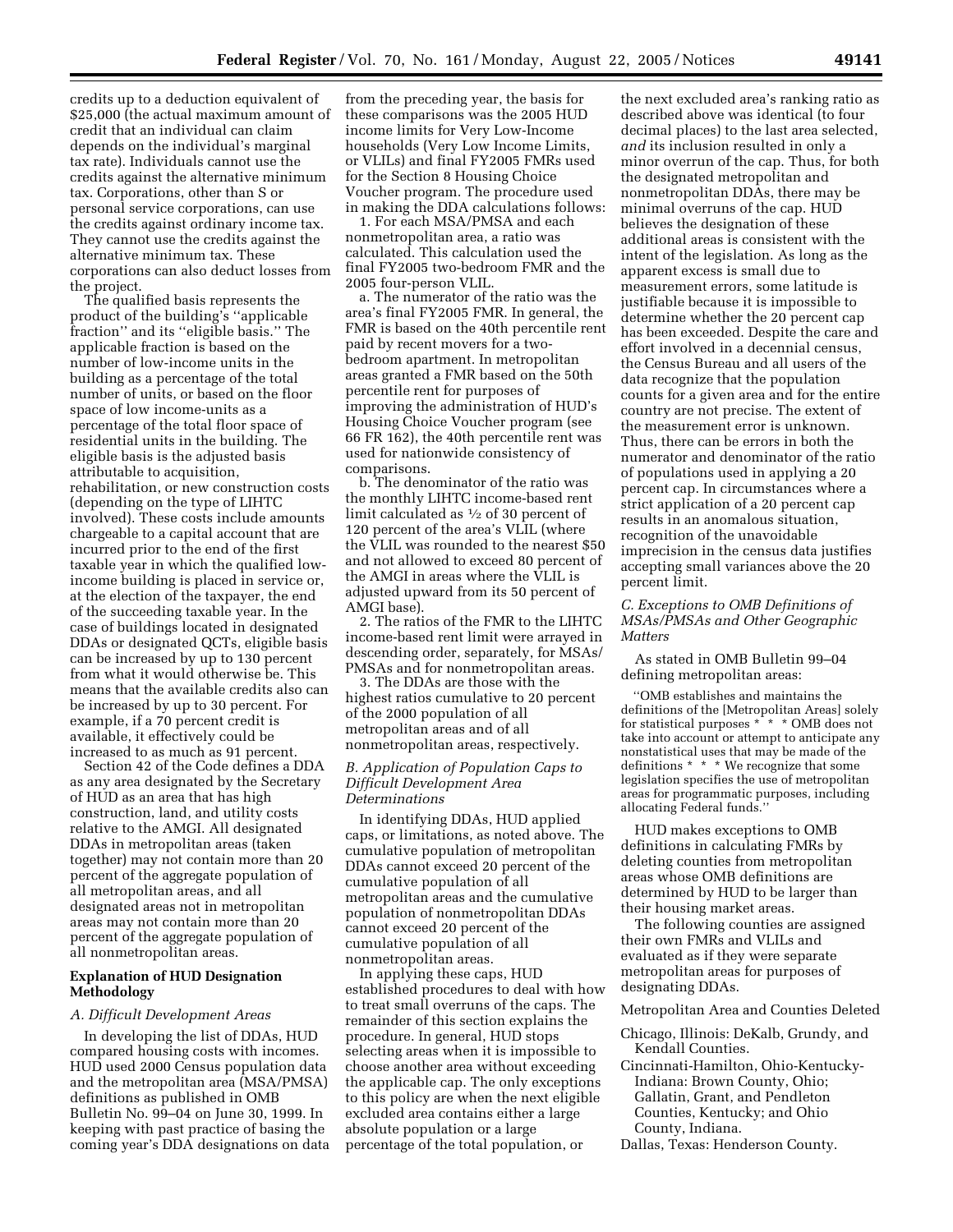credits up to a deduction equivalent of $25,000 (the actual maximum amount of credit that an individual can claim depends on the individual's marginal tax rate). Individuals cannot use the credits against the alternative minimum tax. Corporations, other than S or personal service corporations, can use the credits against ordinary income tax. They cannot use the credits against the alternative minimum tax. These corporations can also deduct losses from the project.

The qualified basis represents the product of the building's ''applicable fraction'' and its ''eligible basis.'' The applicable fraction is based on the number of low-income units in the building as a percentage of the total number of units, or based on the floor space of low income-units as a percentage of the total floor space of residential units in the building. The eligible basis is the adjusted basis attributable to acquisition, rehabilitation, or new construction costs (depending on the type of LIHTC involved). These costs include amounts chargeable to a capital account that are incurred prior to the end of the first taxable year in which the qualified low-income building is placed in service or, at the election of the taxpayer, the end of the succeeding taxable year. In the case of buildings located in designated DDAs or designated QCTs, eligible basis can be increased by up to 130 percent from what it would otherwise be. This means that the available credits also can be increased by up to 30 percent. For example, if a 70 percent credit is available, it effectively could be increased to as much as 91 percent.

Section 42 of the Code defines a DDA as any area designated by the Secretary of HUD as an area that has high construction, land, and utility costs relative to the AMGI. All designated DDAs in metropolitan areas (taken together) may not contain more than 20 percent of the aggregate population of all metropolitan areas, and all designated areas not in metropolitan areas may not contain more than 20 percent of the aggregate population of all nonmetropolitan areas.

**Explanation of HUD Designation Methodology**

*A. Difficult Development Areas*

In developing the list of DDAs, HUD compared housing costs with incomes. HUD used 2000 Census population data and the metropolitan area (MSA/PMSA) definitions as published in OMB Bulletin No. 99–04 on June 30, 1999. In keeping with past practice of basing the coming year's DDA designations on data from the preceding year, the basis for these comparisons was the 2005 HUD income limits for Very Low-Income households (Very Low Income Limits, or VLILs) and final FY2005 FMRs used for the Section 8 Housing Choice Voucher program. The procedure used in making the DDA calculations follows:

1. For each MSA/PMSA and each nonmetropolitan area, a ratio was calculated. This calculation used the final FY2005 two-bedroom FMR and the 2005 four-person VLIL.

a. The numerator of the ratio was the area's final FY2005 FMR. In general, the FMR is based on the 40th percentile rent paid by recent movers for a two-bedroom apartment. In metropolitan areas granted a FMR based on the 50th percentile rent for purposes of improving the administration of HUD's Housing Choice Voucher program (see 66 FR 162), the 40th percentile rent was used for nationwide consistency of comparisons.

b. The denominator of the ratio was the monthly LIHTC income-based rent limit calculated as 1/12 of 30 percent of 120 percent of the area's VLIL (where the VLIL was rounded to the nearest $50 and not allowed to exceed 80 percent of the AMGI in areas where the VLIL is adjusted upward from its 50 percent of AMGI base).

2. The ratios of the FMR to the LIHTC income-based rent limit were arrayed in descending order, separately, for MSAs/PMSAs and for nonmetropolitan areas.

3. The DDAs are those with the highest ratios cumulative to 20 percent of the 2000 population of all metropolitan areas and of all nonmetropolitan areas, respectively.

*B. Application of Population Caps to Difficult Development Area Determinations*

In identifying DDAs, HUD applied caps, or limitations, as noted above. The cumulative population of metropolitan DDAs cannot exceed 20 percent of the cumulative population of all metropolitan areas and the cumulative population of nonmetropolitan DDAs cannot exceed 20 percent of the cumulative population of all nonmetropolitan areas.

In applying these caps, HUD established procedures to deal with how to treat small overruns of the caps. The remainder of this section explains the procedure. In general, HUD stops selecting areas when it is impossible to choose another area without exceeding the applicable cap. The only exceptions to this policy are when the next eligible excluded area contains either a large absolute population or a large percentage of the total population, or the next excluded area's ranking ratio as described above was identical (to four decimal places) to the last area selected, *and* its inclusion resulted in only a minor overrun of the cap. Thus, for both the designated metropolitan and nonmetropolitan DDAs, there may be minimal overruns of the cap. HUD believes the designation of these additional areas is consistent with the intent of the legislation. As long as the apparent excess is small due to measurement errors, some latitude is justifiable because it is impossible to determine whether the 20 percent cap has been exceeded. Despite the care and effort involved in a decennial census, the Census Bureau and all users of the data recognize that the population counts for a given area and for the entire country are not precise. The extent of the measurement error is unknown. Thus, there can be errors in both the numerator and denominator of the ratio of populations used in applying a 20 percent cap. In circumstances where a strict application of a 20 percent cap results in an anomalous situation, recognition of the unavoidable imprecision in the census data justifies accepting small variances above the 20 percent limit.

*C. Exceptions to OMB Definitions of MSAs/PMSAs and Other Geographic Matters*

As stated in OMB Bulletin 99–04 defining metropolitan areas:

> ''OMB establishes and maintains the definitions of the [Metropolitan Areas] solely for statistical purposes * * * OMB does not take into account or attempt to anticipate any nonstatistical uses that may be made of the definitions * * * We recognize that some legislation specifies the use of metropolitan areas for programmatic purposes, including allocating Federal funds.''

HUD makes exceptions to OMB definitions in calculating FMRs by deleting counties from metropolitan areas whose OMB definitions are determined by HUD to be larger than their housing market areas.

The following counties are assigned their own FMRs and VLILs and evaluated as if they were separate metropolitan areas for purposes of designating DDAs.

Metropolitan Area and Counties Deleted

Chicago, Illinois: DeKalb, Grundy, and Kendall Counties.

Cincinnati-Hamilton, Ohio-Kentucky-Indiana: Brown County, Ohio; Gallatin, Grant, and Pendleton Counties, Kentucky; and Ohio County, Indiana.

Dallas, Texas: Henderson County.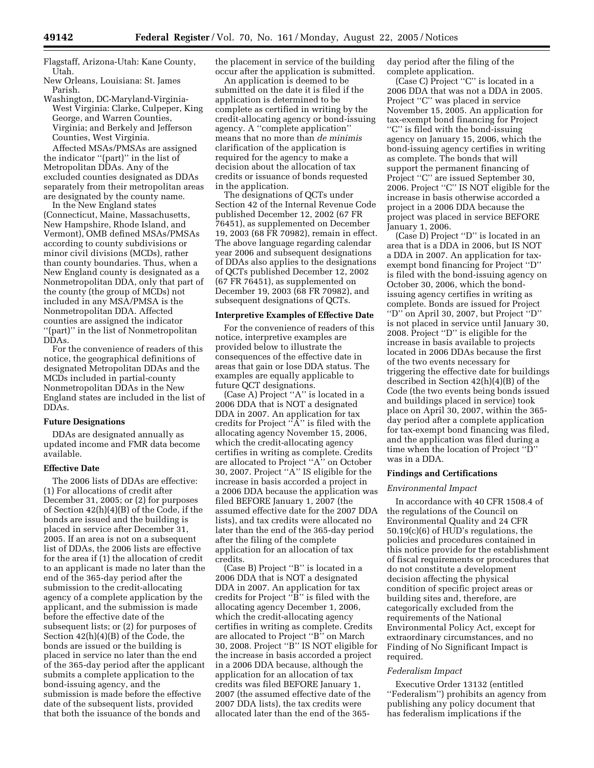Flagstaff, Arizona-Utah: Kane County, Utah.

New Orleans, Louisiana: St. James Parish.

Washington, DC-Maryland-Virginia-West Virginia: Clarke, Culpeper, King George, and Warren Counties, Virginia; and Berkely and Jefferson Counties, West Virginia.

Affected MSAs/PMSAs are assigned the indicator ''(part)'' in the list of Metropolitan DDAs. Any of the excluded counties designated as DDAs separately from their metropolitan areas are designated by the county name.

In the New England states (Connecticut, Maine, Massachusetts, New Hampshire, Rhode Island, and Vermont), OMB defined MSAs/PMSAs according to county subdivisions or minor civil divisions (MCDs), rather than county boundaries. Thus, when a New England county is designated as a Nonmetropolitan DDA, only that part of the county (the group of MCDs) not included in any MSA/PMSA is the Nonmetropolitan DDA. Affected counties are assigned the indicator ''(part)'' in the list of Nonmetropolitan DDAs.

For the convenience of readers of this notice, the geographical definitions of designated Metropolitan DDAs and the MCDs included in partial-county Nonmetropolitan DDAs in the New England states are included in the list of DDAs.

**Future Designations**

DDAs are designated annually as updated income and FMR data become available.

**Effective Date**

The 2006 lists of DDAs are effective: (1) For allocations of credit after December 31, 2005; or (2) for purposes of Section 42(h)(4)(B) of the Code, if the bonds are issued and the building is placed in service after December 31, 2005. If an area is not on a subsequent list of DDAs, the 2006 lists are effective for the area if (1) the allocation of credit to an applicant is made no later than the end of the 365-day period after the submission to the credit-allocating agency of a complete application by the applicant, and the submission is made before the effective date of the subsequent lists; or (2) for purposes of Section 42(h)(4)(B) of the Code, the bonds are issued or the building is placed in service no later than the end of the 365-day period after the applicant submits a complete application to the bond-issuing agency, and the submission is made before the effective date of the subsequent lists, provided that both the issuance of the bonds and the placement in service of the building occur after the application is submitted.

An application is deemed to be submitted on the date it is filed if the application is determined to be complete as certified in writing by the credit-allocating agency or bond-issuing agency. A ''complete application'' means that no more than *de minimis* clarification of the application is required for the agency to make a decision about the allocation of tax credits or issuance of bonds requested in the application.

The designations of QCTs under Section 42 of the Internal Revenue Code published December 12, 2002 (67 FR 76451), as supplemented on December 19, 2003 (68 FR 70982), remain in effect. The above language regarding calendar year 2006 and subsequent designations of DDAs also applies to the designations of QCTs published December 12, 2002 (67 FR 76451), as supplemented on December 19, 2003 (68 FR 70982), and subsequent designations of QCTs.

**Interpretive Examples of Effective Date**

For the convenience of readers of this notice, interpretive examples are provided below to illustrate the consequences of the effective date in areas that gain or lose DDA status. The examples are equally applicable to future QCT designations.

(Case A) Project ''A'' is located in a 2006 DDA that is NOT a designated DDA in 2007. An application for tax credits for Project ''A'' is filed with the allocating agency November 15, 2006, which the credit-allocating agency certifies in writing as complete. Credits are allocated to Project ''A'' on October 30, 2007. Project ''A'' IS eligible for the increase in basis accorded a project in a 2006 DDA because the application was filed BEFORE January 1, 2007 (the assumed effective date for the 2007 DDA lists), and tax credits were allocated no later than the end of the 365-day period after the filing of the complete application for an allocation of tax credits.

(Case B) Project ''B'' is located in a 2006 DDA that is NOT a designated DDA in 2007. An application for tax credits for Project ''B'' is filed with the allocating agency December 1, 2006, which the credit-allocating agency certifies in writing as complete. Credits are allocated to Project ''B'' on March 30, 2008. Project ''B'' IS NOT eligible for the increase in basis accorded a project in a 2006 DDA because, although the application for an allocation of tax credits was filed BEFORE January 1, 2007 (the assumed effective date of the 2007 DDA lists), the tax credits were allocated later than the end of the 365-day period after the filing of the complete application.

(Case C) Project ''C'' is located in a 2006 DDA that was not a DDA in 2005. Project ''C'' was placed in service November 15, 2005. An application for tax-exempt bond financing for Project ''C'' is filed with the bond-issuing agency on January 15, 2006, which the bond-issuing agency certifies in writing as complete. The bonds that will support the permanent financing of Project ''C'' are issued September 30, 2006. Project ''C'' IS NOT eligible for the increase in basis otherwise accorded a project in a 2006 DDA because the project was placed in service BEFORE January 1, 2006.

(Case D) Project ''D'' is located in an area that is a DDA in 2006, but IS NOT a DDA in 2007. An application for tax-exempt bond financing for Project ''D'' is filed with the bond-issuing agency on October 30, 2006, which the bond-issuing agency certifies in writing as complete. Bonds are issued for Project ''D'' on April 30, 2007, but Project ''D'' is not placed in service until January 30, 2008. Project ''D'' is eligible for the increase in basis available to projects located in 2006 DDAs because the first of the two events necessary for triggering the effective date for buildings described in Section 42(h)(4)(B) of the Code (the two events being bonds issued and buildings placed in service) took place on April 30, 2007, within the 365-day period after a complete application for tax-exempt bond financing was filed, and the application was filed during a time when the location of Project ''D'' was in a DDA.

**Findings and Certifications**

*Environmental Impact*

In accordance with 40 CFR 1508.4 of the regulations of the Council on Environmental Quality and 24 CFR 50.19(c)(6) of HUD's regulations, the policies and procedures contained in this notice provide for the establishment of fiscal requirements or procedures that do not constitute a development decision affecting the physical condition of specific project areas or building sites and, therefore, are categorically excluded from the requirements of the National Environmental Policy Act, except for extraordinary circumstances, and no Finding of No Significant Impact is required.

*Federalism Impact*

Executive Order 13132 (entitled ''Federalism'') prohibits an agency from publishing any policy document that has federalism implications if the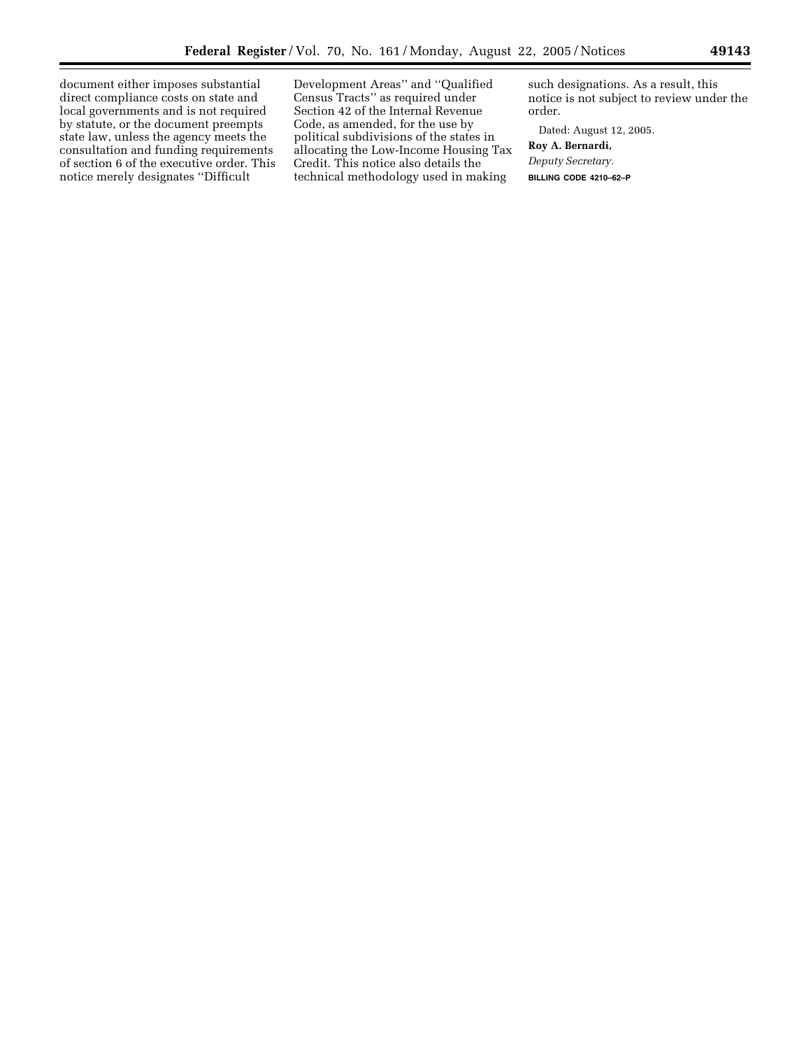document either imposes substantial direct compliance costs on state and local governments and is not required by statute, or the document preempts state law, unless the agency meets the consultation and funding requirements of section 6 of the executive order. This notice merely designates ''Difficult Development Areas'' and ''Qualified Census Tracts'' as required under Section 42 of the Internal Revenue Code, as amended, for the use by political subdivisions of the states in allocating the Low-Income Housing Tax Credit. This notice also details the technical methodology used in making such designations. As a result, this notice is not subject to review under the order.

Dated: August 12, 2005.

**Roy A. Bernardi,**

*Deputy Secretary.*

**BILLING CODE 4210–62–P**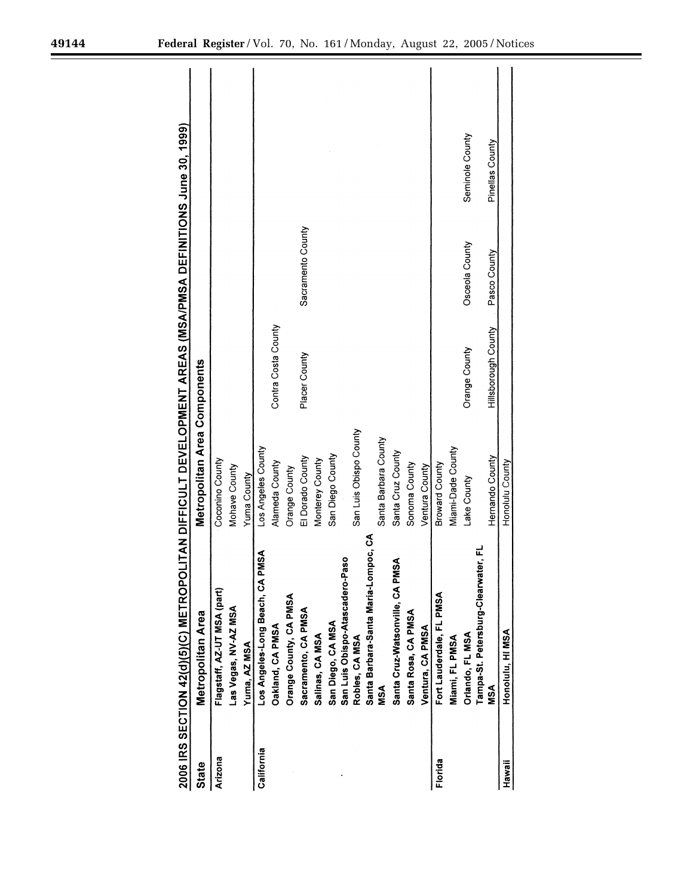## 2006 IRS SECTION 42(d)(5)(C) METROPOLITAN DIFFICULT DEVELOPMENT AREAS (MSA/PMSA DEFINITIONS June 30, 1999)

| State | Metropolitan Area | Metropolitan Area Components | | | |
|---|---|---|---|---|---|
| Arizona | Flagstaff, AZ-UT MSA (part) | Coconino County | | | |
| | Las Vegas, NV-AZ MSA | Mohave County | | | |
| | Yuma, AZ MSA | Yuma County | | | |
| California | Los Angeles-Long Beach, CA PMSA | Los Angeles County | | | |
| | Oakland, CA PMSA | Alameda County | Contra Costa County | | |
| | Orange County, CA PMSA | Orange County | | | |
| | Sacramento, CA PMSA | El Dorado County | Placer County | Sacramento County | |
| | Salinas, CA MSA | Monterey County | | | |
| | San Diego, CA MSA | San Diego County | | | |
| | San Luis Obispo-Atascadero-Paso Robles, CA MSA | San Luis Obispo County | | | |
| | Santa Barbara-Santa Maria-Lompoc, CA MSA | Santa Barbara County | | | |
| | Santa Cruz-Watsonville, CA PMSA | Santa Cruz County | | | |
| | Santa Rosa, CA PMSA | Sonoma County | | | |
| | Ventura, CA PMSA | Ventura County | | | |
| Florida | Fort Lauderdale, FL PMSA | Broward County | | | |
| | Miami, FL PMSA | Miami-Dade County | | | |
| | Orlando, FL MSA | Lake County | Orange County | Osceola County | Seminole County |
| | Tampa-St. Petersburg-Clearwater, FL MSA | Hernando County | Hillsborough County | Pasco County | Pinellas County |
| Hawaii | Honolulu, HI MSA | Honolulu County | | | |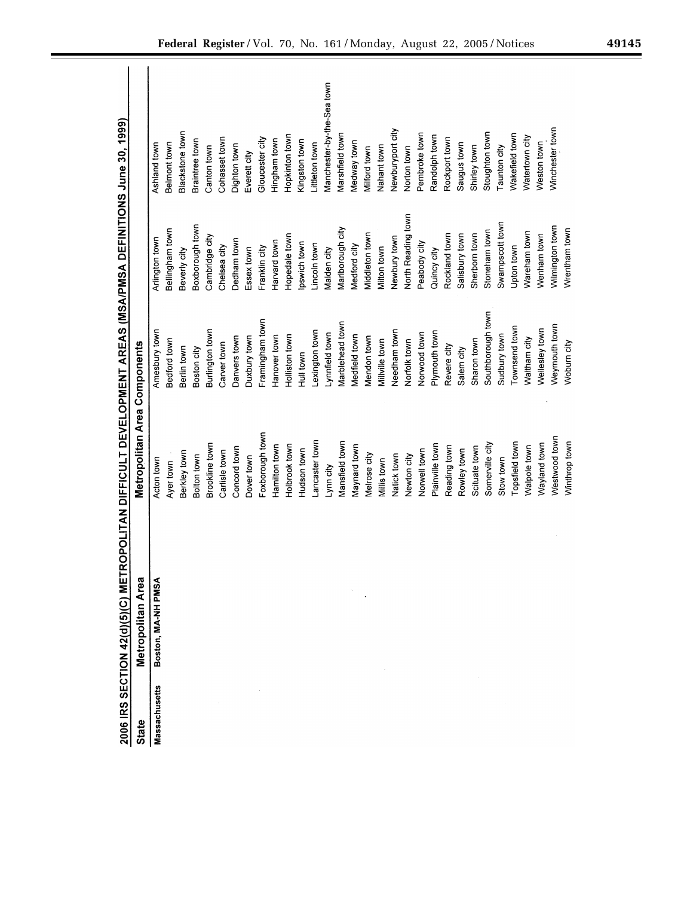## 2006 IRS SECTION 42(d)(5)(C) METROPOLITAN DIFFICULT DEVELOPMENT AREAS (MSA/PMSA DEFINITIONS June 30, 1999)

| State | Metropolitan Area | Metropolitan Area Components | | | |
|---|---|---|---|---|---|
| Massachusetts | Boston, MA-NH PMSA | Acton town | Amesbury town | Arlington town | Ashland town |
| | | Ayer town | Bedford town | Bellingham town | Belmont town |
| | | Berkley town | Berlin town | Beverly city | Blackstone town |
| | | Bolton town | Boston city | Boxborough town | Braintree town |
| | | Brookline town | Burlington town | Cambridge city | Canton town |
| | | Carlisle town | Carver town | Chelsea city | Cohasset town |
| | | Concord town | Danvers town | Dedham town | Dighton town |
| | | Dover town | Duxbury town | Essex town | Everett city |
| | | Foxborough town | Framingham town | Franklin city | Gloucester city |
| | | Hamilton town | Hanover town | Harvard town | Hingham town |
| | | Holbrook town | Holliston town | Hopedale town | Hopkinton town |
| | | Hudson town | Hull town | Ipswich town | Kingston town |
| | | Lancaster town | Lexington town | Lincoln town | Littleton town |
| | | Lynn city | Lynnfield town | Malden city | Manchester-by-the-Sea town |
| | | Mansfield town | Marblehead town | Marlborough city | Marshfield town |
| | | Maynard town | Medfield town | Medford city | Medway town |
| | | Melrose city | Mendon town | Middleton town | Milford town |
| | | Millis town | Millville town | Milton town | Nahant town |
| | | Natick town | Needham town | Newbury town | Newburyport city |
| | | Newton city | Norfolk town | North Reading town | Norton town |
| | | Norwell town | Norwood town | Peabody city | Pembroke town |
| | | Plainville town | Plymouth town | Quincy city | Randolph town |
| | | Reading town | Revere city | Rockland town | Rockport town |
| | | Rowley town | Salem city | Salisbury town | Saugus town |
| | | Scituate town | Sharon town | Sherborn town | Shirley town |
| | | Somerville city | Southborough town | Stoneham town | Stoughton town |
| | | Stow town | Sudbury town | Swampscott town | Taunton city |
| | | Topsfield town | Townsend town | Upton town | Wakefield town |
| | | Walpole town | Waltham city | Wareham town | Watertown city |
| | | Wayland town | Wellesley town | Wenham town | Weston town |
| | | Westwood town | Weymouth town | Wilmington town | Winchester town |
| | | Winthrop town | Woburn city | Wrentham town | |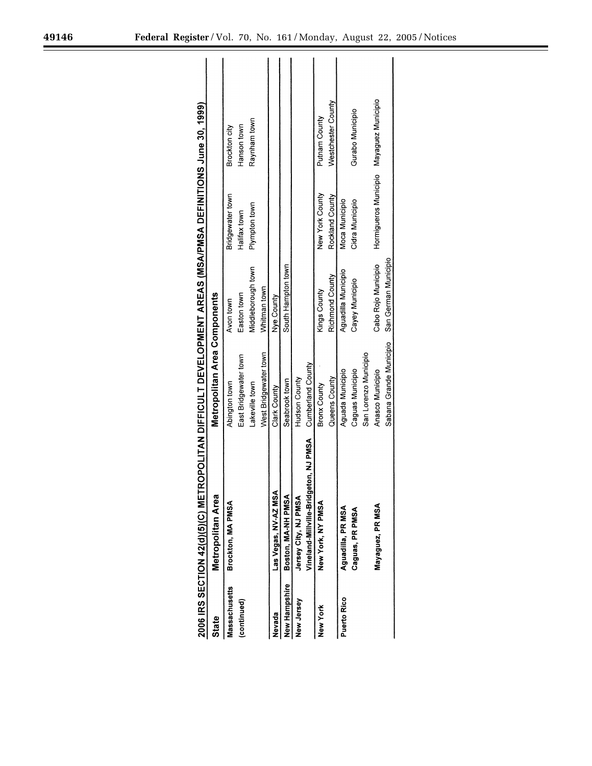## 2006 IRS SECTION 42(d)(5)(C) METROPOLITAN DIFFICULT DEVELOPMENT AREAS (MSA/PMSA DEFINITIONS June 30, 1999)

| State | Metropolitan Area | Metropolitan Area Components | | | |
|---|---|---|---|---|---|
| Massachusetts (continued) | Brockton, MA PMSA | Abington town | Avon town | Bridgewater town | Brockton city |
| | | East Bridgewater town | Easton town | Halifax town | Hanson town |
| | | Lakeville town | Middleborough town | Plympton town | Raynham town |
| | | West Bridgewater town | Whitman town | | |
| Nevada | Las Vegas, NV-AZ MSA | Clark County | Nye County | | |
| New Hampshire | Boston, MA-NH PMSA | Seabrook town | South Hampton town | | |
| New Jersey | Jersey City, NJ PMSA | Hudson County | | | |
| | Vineland-Millville-Bridgeton, NJ PMSA | Cumberland County | | | |
| New York | New York, NY PMSA | Bronx County | Kings County | New York County | Putnam County |
| | | Queens County | Richmond County | Rockland County | Westchester County |
| Puerto Rico | Aguadilla, PR MSA | Aguada Municipio | Aguadilla Municipio | Moca Municipio | |
| | Caguas, PR PMSA | Caguas Municipio | Cayey Municipio | Cidra Municipio | Gurabo Municipio |
| | | San Lorenzo Municipio | | | |
| | Mayaguez, PR MSA | Anasco Municipio | Cabo Rojo Municipio | Hormigueros Municipio | Mayaguez Municipio |
| | | Sabana Grande Municipio | San German Municipio | | |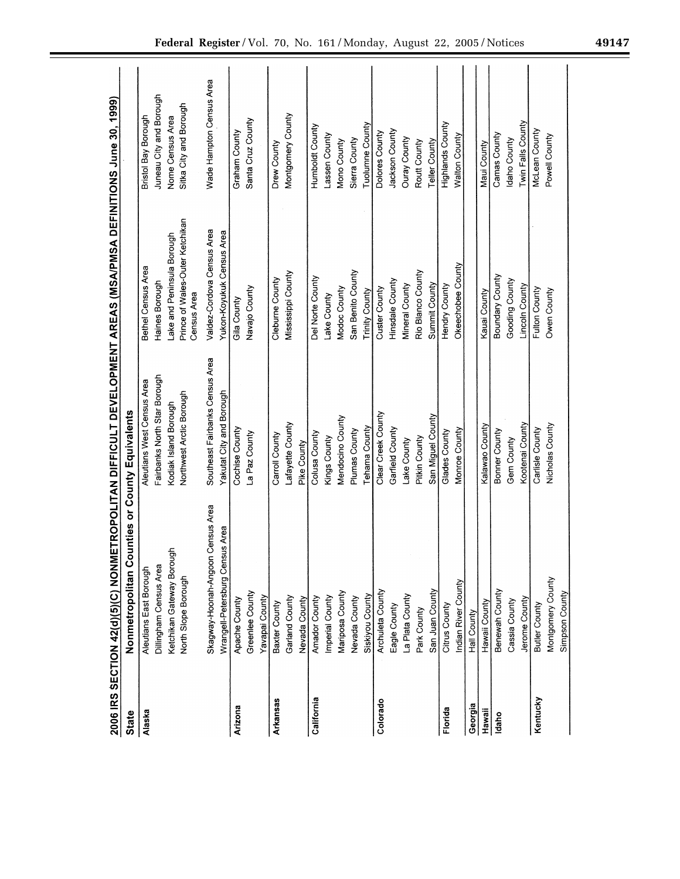## 2006 IRS SECTION 42(d)(5)(C) NONMETROPOLITAN DIFFICULT DEVELOPMENT AREAS (MSA/PMSA DEFINITIONS June 30, 1999)

| State | Nonmetropolitan Counties or County Equivalents | | | |
|---|---|---|---|---|
| Alaska | Aleutians East Borough | Aleutians West Census Area | Bethel Census Area | Bristol Bay Borough |
| | Dillingham Census Area | Fairbanks North Star Borough | Haines Borough | Juneau City and Borough |
| | Ketchikan Gateway Borough | Kodiak Island Borough | Lake and Peninsula Borough | Nome Census Area |
| | North Slope Borough | Northwest Arctic Borough | Prince of Wales-Outer Ketchikan Census Area | Sitka City and Borough |
| | Skagway-Hoonah-Angoon Census Area | Southeast Fairbanks Census Area | Valdez-Cordova Census Area | Wade Hampton Census Area |
| | Wrangell-Petersburg Census Area | Yakutat City and Borough | Yukon-Koyukuk Census Area | |
| Arizona | Apache County | Cochise County | Gila County | Graham County |
| | Greenlee County | La Paz County | Navajo County | Santa Cruz County |
| | Yavapai County | | | |
| Arkansas | Baxter County | Carroll County | Cleburne County | Drew County |
| | Garland County | Lafayette County | Mississippi County | Montgomery County |
| | Nevada County | Pike County | | |
| California | Amador County | Colusa County | Del Norte County | Humboldt County |
| | Imperial County | Kings County | Lake County | Lassen County |
| | Mariposa County | Mendocino County | Modoc County | Mono County |
| | Nevada County | Plumas County | San Benito County | Sierra County |
| | Siskiyou County | Tehama County | Trinity County | Tuolumne County |
| Colorado | Archuleta County | Clear Creek County | Custer County | Dolores County |
| | Eagle County | Garfield County | Hinsdale County | Jackson County |
| | La Plata County | Lake County | Mineral County | Ouray County |
| | Park County | Pitkin County | Rio Blanco County | Routt County |
| | San Juan County | San Miguel County | Summit County | Teller County |
| Florida | Citrus County | Glades County | Hendry County | Highlands County |
| | Indian River County | Monroe County | Okeechobee County | Walton County |
| Georgia | Hall County | | | |
| Hawaii | Hawaii County | Kalawao County | Kauai County | Maui County |
| Idaho | Benewah County | Bonner County | Boundary County | Camas County |
| | Cassia County | Gem County | Gooding County | Idaho County |
| | Jerome County | Kootenai County | Lincoln County | Twin Falls County |
| Kentucky | Butler County | Carlisle County | Fulton County | McLean County |
| | Montgomery County | Nicholas County | Owen County | Powell County |
| | Simpson County | | | |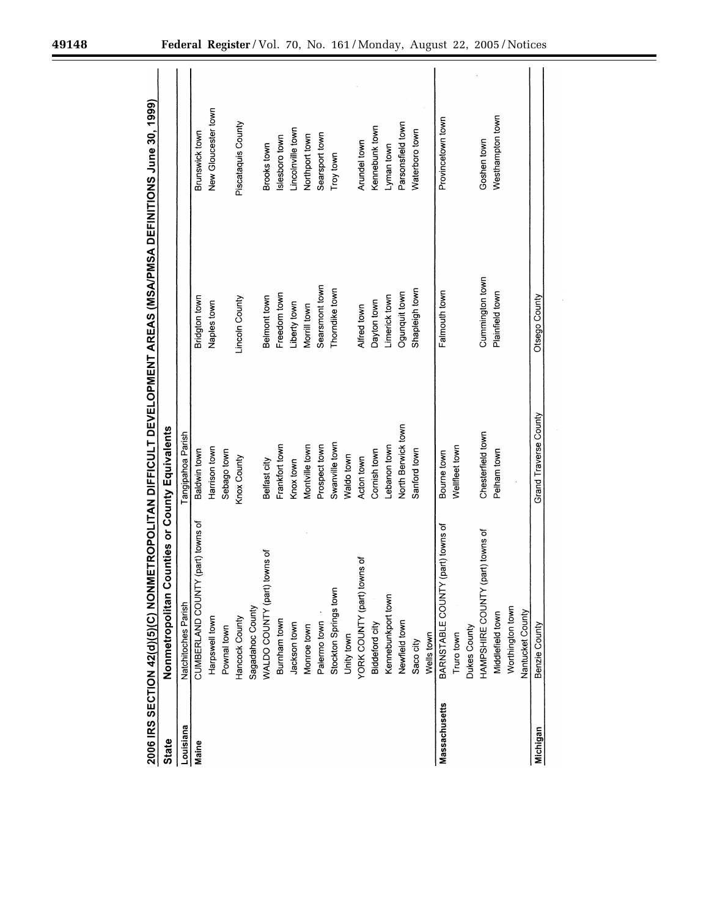## 2006 IRS SECTION 42(d)(5)(C) NONMETROPOLITAN DIFFICULT DEVELOPMENT AREAS (MSA/PMSA DEFINITIONS June 30, 1999)

| State | Nonmetropolitan Counties or County Equivalents | | | |
|---|---|---|---|---|
| Louisiana | Natchitoches Parish | Tangipahoa Parish | | |
| Maine | CUMBERLAND COUNTY (part) towns of | Baldwin town | Bridgton town | Brunswick town |
| | Harpswell town | Harrison town | Naples town | New Gloucester town |
| | Pownal town | Sebago town | | |
| | Hancock County | Knox County | Lincoln County | Piscataquis County |
| | Sagadahoc County | | | |
| | WALDO COUNTY (part) towns of | Belfast city | Belmont town | Brooks town |
| | Burnham town | Frankfort town | Freedom town | Islesboro town |
| | Jackson town | Knox town | Liberty town | Lincolnville town |
| | Monroe town | Montville town | Morrill town | Northport town |
| | Palermo town | Prospect town | Searsmont town | Searsport town |
| | Stockton Springs town | Swanville town | Thorndike town | Troy town |
| | Unity town | Waldo town | | |
| | YORK COUNTY (part) towns of | Acton town | Alfred town | Arundel town |
| | Biddeford city | Cornish town | Dayton town | Kennebunk town |
| | Kennebunkport town | Lebanon town | Limerick town | Lyman town |
| | Newfield town | North Berwick town | Ogunquit town | Parsonsfield town |
| | Saco city | Sanford town | Shapleigh town | Waterboro town |
| | Wells town | | | |
| Massachusetts | BARNSTABLE COUNTY (part) towns of | Bourne town | Falmouth town | Provincetown town |
| | Truro town | Wellfleet town | | |
| | Dukes County | | | |
| | HAMPSHIRE COUNTY (part) towns of | Chesterfield town | Cummington town | Goshen town |
| | Middlefield town | Pelham town | Plainfield town | Westhampton town |
| | Worthington town | | | |
| | Nantucket County | | | |
| Michigan | Benzie County | Grand Traverse County | Otsego County | |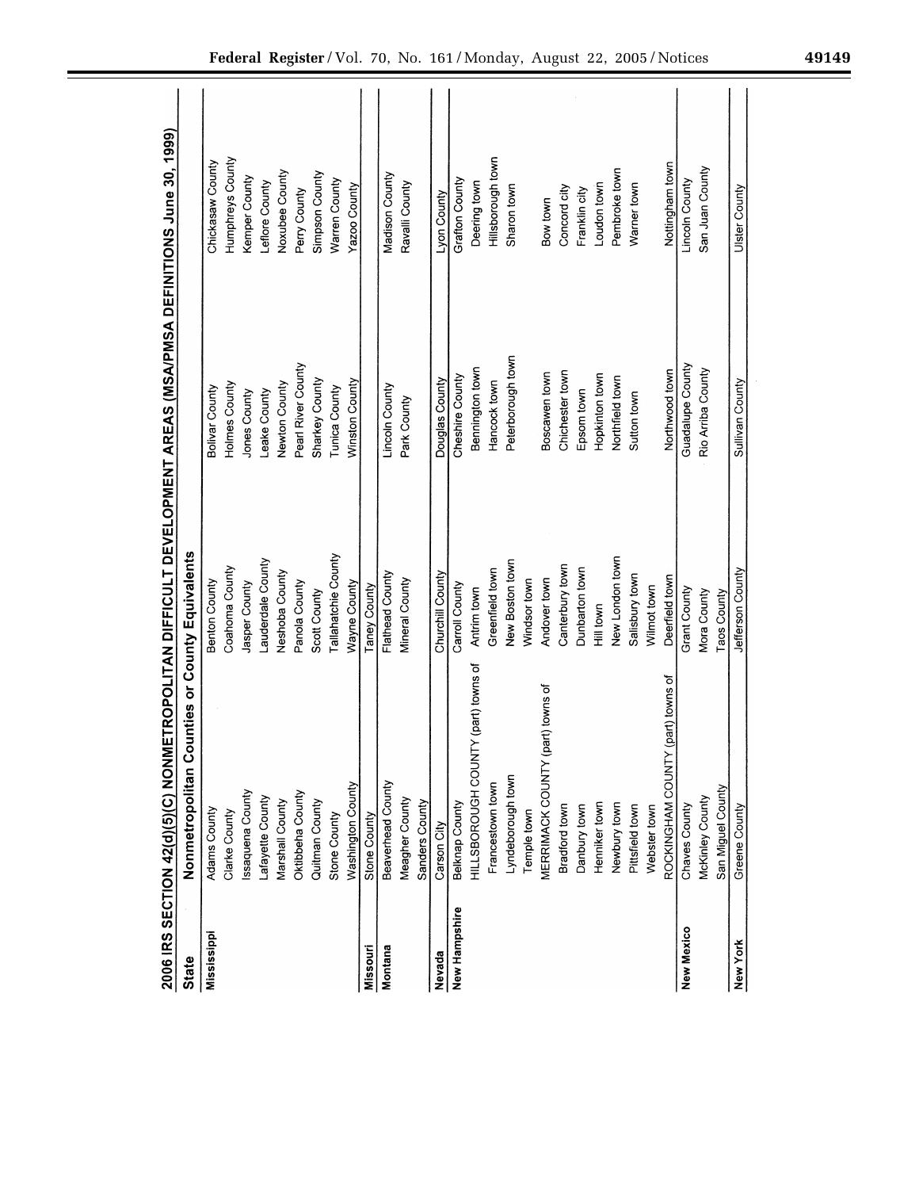## 2006 IRS SECTION 42(d)(5)(C) NONMETROPOLITAN DIFFICULT DEVELOPMENT AREAS (MSA/PMSA DEFINITIONS June 30, 1999)

| State | Nonmetropolitan Counties or County Equivalents | | | |
|---|---|---|---|---|
| Mississippi | Adams County | Benton County | Bolivar County | Chickasaw County |
| | Clarke County | Coahoma County | Holmes County | Humphreys County |
| | Issaquena County | Jasper County | Jones County | Kemper County |
| | Lafayette County | Lauderdale County | Leake County | Leflore County |
| | Marshall County | Neshoba County | Newton County | Noxubee County |
| | Oktibbeha County | Panola County | Pearl River County | Perry County |
| | Quitman County | Scott County | Sharkey County | Simpson County |
| | Stone County | Tallahatchie County | Tunica County | Warren County |
| | Washington County | Wayne County | Winston County | Yazoo County |
| Missouri | Stone County | Taney County | | |
| Montana | Beaverhead County | Flathead County | Lincoln County | Madison County |
| | Meagher County | Mineral County | Park County | Ravalli County |
| | Sanders County | | | |
| Nevada | Carson City | Churchill County | Douglas County | Lyon County |
| New Hampshire | Belknap County | Carroll County | Cheshire County | Grafton County |
| | HILLSBOROUGH COUNTY (part) towns of | Antrim town | Bennington town | Deering town |
| | Francestown town | Greenfield town | Hancock town | Hillsborough town |
| | Lyndeborough town | New Boston town | Peterborough town | Sharon town |
| | Temple town | Windsor town | | |
| | MERRIMACK COUNTY (part) towns of | Andover town | Boscawen town | Bow town |
| | Bradford town | Canterbury town | Chichester town | Concord city |
| | Danbury town | Dunbarton town | Epsom town | Franklin city |
| | Henniker town | Hill town | Hopkinton town | Loudon town |
| | Newbury town | New London town | Northfield town | Pembroke town |
| | Pittsfield town | Salisbury town | Sutton town | Warner town |
| | Webster town | Wilmot town | | |
| | ROCKINGHAM COUNTY (part) towns of | Deerfield town | Northwood town | Nottingham town |
| New Mexico | Chaves County | Grant County | Guadalupe County | Lincoln County |
| | McKinley County | Mora County | Rio Arriba County | San Juan County |
| | San Miguel County | Taos County | | |
| New York | Greene County | Jefferson County | Sullivan County | Ulster County |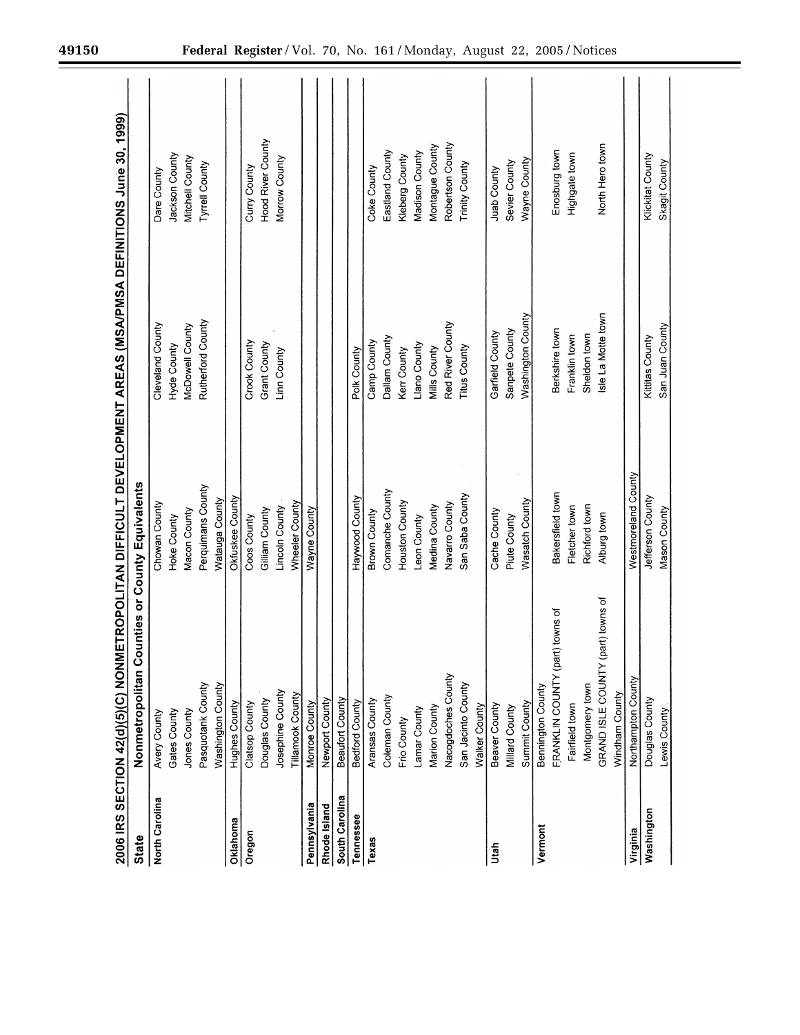## 2006 IRS SECTION 42(d)(5)(C) NONMETROPOLITAN DIFFICULT DEVELOPMENT AREAS (MSA/PMSA DEFINITIONS June 30, 1999)

| State | Nonmetropolitan Counties or County Equivalents | | | |
|---|---|---|---|---|
| North Carolina | Avery County | Chowan County | Cleveland County | Dare County |
| | Gates County | Hoke County | Hyde County | Jackson County |
| | Jones County | Macon County | McDowell County | Mitchell County |
| | Pasquotank County | Perquimans County | Rutherford County | Tyrrell County |
| | Washington County | Watauga County | | |
| Oklahoma | Hughes County | Okfuskee County | | |
| Oregon | Clatsop County | Coos County | Crook County | Curry County |
| | Douglas County | Gilliam County | Grant County | Hood River County |
| | Josephine County | Lincoln County | Linn County | Morrow County |
| | Tillamook County | Wheeler County | | |
| Pennsylvania | Monroe County | Wayne County | | |
| Rhode Island | Newport County | | | |
| South Carolina | Beaufort County | | | |
| Tennessee | Bedford County | Haywood County | Polk County | |
| Texas | Aransas County | Brown County | Camp County | Coke County |
| | Coleman County | Comanche County | Dallam County | Eastland County |
| | Frio County | Houston County | Kerr County | Kleberg County |
| | Lamar County | Leon County | Llano County | Madison County |
| | Marion County | Medina County | Mills County | Montague County |
| | Nacogdoches County | Navarro County | Red River County | Robertson County |
| | San Jacinto County | San Saba County | Titus County | Trinity County |
| | Walker County | | | |
| Utah | Beaver County | Cache County | Garfield County | Juab County |
| | Millard County | Piute County | Sanpete County | Sevier County |
| | Summit County | Wasatch County | Washington County | Wayne County |
| Vermont | Bennington County | | | |
| | FRANKLIN COUNTY (part) towns of | Bakersfield town | Berkshire town | Enosburg town |
| | Fairfield town | Fletcher town | Franklin town | Highgate town |
| | Montgomery town | Richford town | Sheldon town | |
| | GRAND ISLE COUNTY (part) towns of | Alburg town | Isle La Motte town | North Hero town |
| | Windham County | | | |
| Virginia | Northampton County | Westmoreland County | | |
| Washington | Douglas County | Jefferson County | Kittitas County | Klickitat County |
| | Lewis County | Mason County | San Juan County | Skagit County |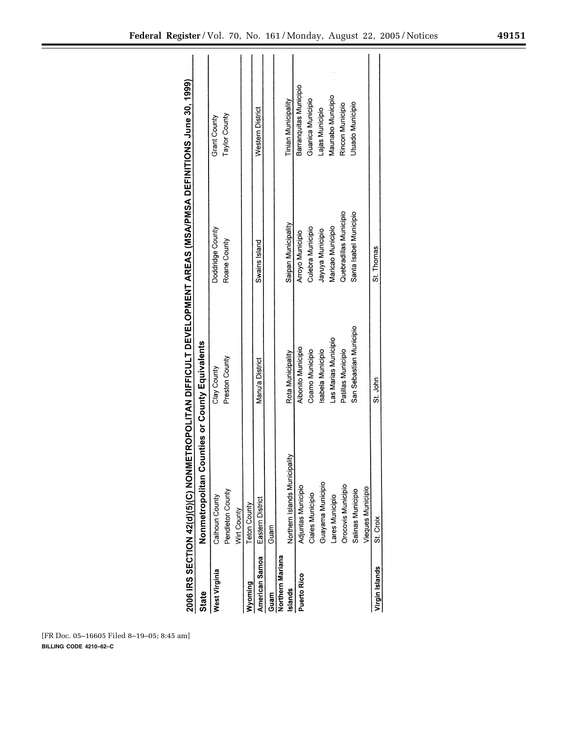## 2006 IRS SECTION 42(d)(5)(C) NONMETROPOLITAN DIFFICULT DEVELOPMENT AREAS (MSA/PMSA DEFINITIONS June 30, 1999)

| State | Nonmetropolitan Counties or County Equivalents | | | |
|---|---|---|---|---|
| West Virginia | Calhoun County | Clay County | Doddridge County | Grant County |
| | Pendleton County | Preston County | Roane County | Taylor County |
| | Wirt County | | | |
| Wyoming | Teton County | | | |
| American Samoa | Eastern District | Manu'a District | Swains Island | Western District |
| Guam | Guam | | | |
| Northern Mariana Islands | Northern Islands Municipality | Rota Municipality | Saipan Municipality | Tinian Municipality |
| Puerto Rico | Adjuntas Municipio | Aibonito Municipio | Arroyo Municipio | Barranquitas Municipio |
| | Ciales Municipio | Coamo Municipio | Culebra Municipio | Guanica Municipio |
| | Guayama Municipio | Isabela Municipio | Jayuya Municipio | Lajas Municipio |
| | Lares Municipio | Las Marias Municipio | Maricao Municipio | Maunabo Municipio |
| | Orocovis Municipio | Patillas Municipio | Quebradillas Municipio | Rincon Municipio |
| | Salinas Municipio | San Sebastian Municipio | Santa Isabel Municipio | Utuado Municipio |
| | Vieques Municipio | | | |
| Virgin Islands | St. Croix | St. John | St. Thomas | |

[FR Doc. 05–16605 Filed 8–19–05; 8:45 am]

**BILLING CODE 4210–62–C**